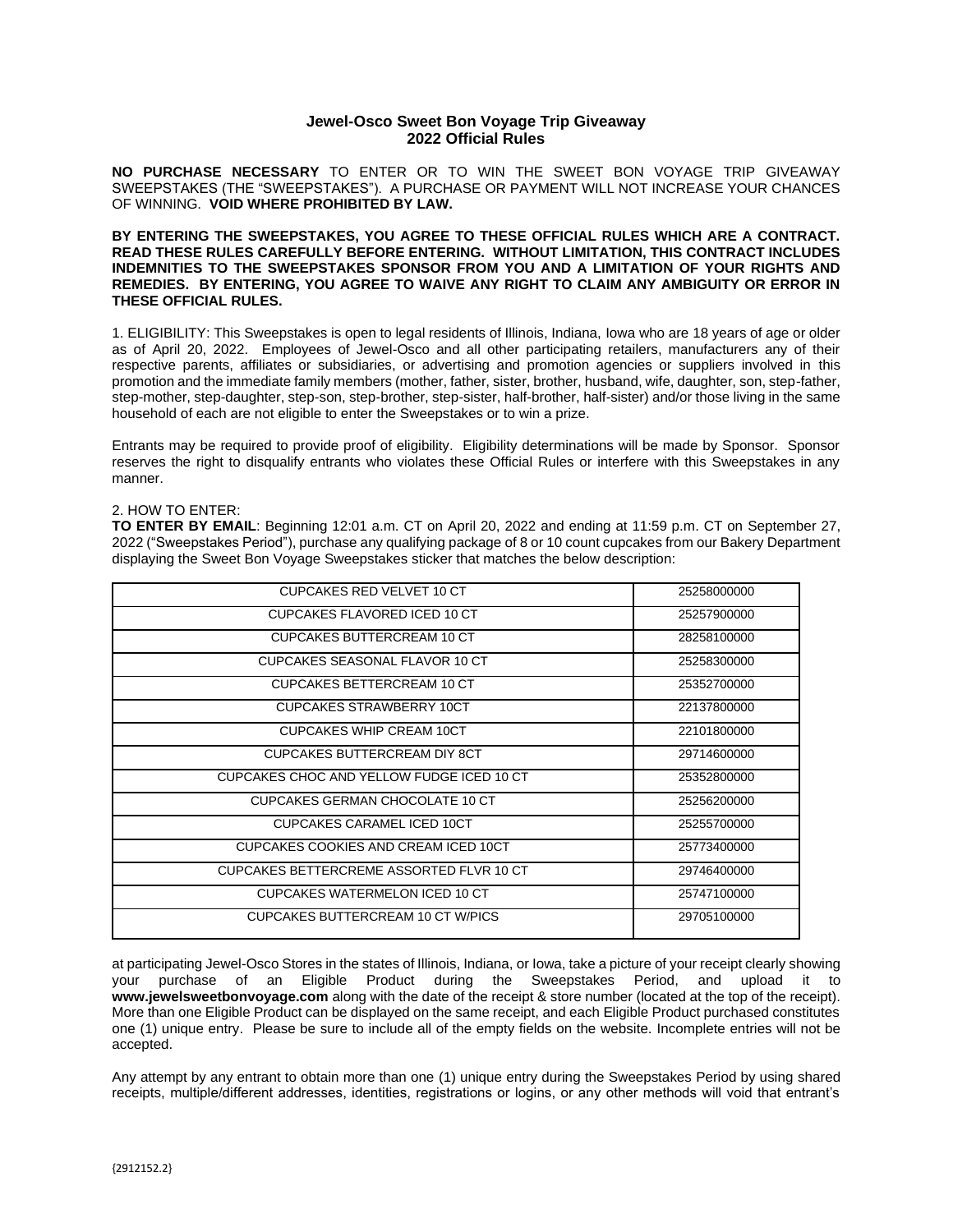# Jewel-Osco Sweet Bon Voyage Trip Giveaway
## 2022 Official Rules

**NO PURCHASE NECESSARY** TO ENTER OR TO WIN THE SWEET BON VOYAGE TRIP GIVEAWAY SWEEPSTAKES (THE "SWEEPSTAKES"). A PURCHASE OR PAYMENT WILL NOT INCREASE YOUR CHANCES OF WINNING. **VOID WHERE PROHIBITED BY LAW.**

**BY ENTERING THE SWEEPSTAKES, YOU AGREE TO THESE OFFICIAL RULES WHICH ARE A CONTRACT. READ THESE RULES CAREFULLY BEFORE ENTERING. WITHOUT LIMITATION, THIS CONTRACT INCLUDES INDEMNITIES TO THE SWEEPSTAKES SPONSOR FROM YOU AND A LIMITATION OF YOUR RIGHTS AND REMEDIES. BY ENTERING, YOU AGREE TO WAIVE ANY RIGHT TO CLAIM ANY AMBIGUITY OR ERROR IN THESE OFFICIAL RULES.**

1. ELIGIBILITY: This Sweepstakes is open to legal residents of Illinois, Indiana, Iowa who are 18 years of age or older as of April 20, 2022. Employees of Jewel-Osco and all other participating retailers, manufacturers any of their respective parents, affiliates or subsidiaries, or advertising and promotion agencies or suppliers involved in this promotion and the immediate family members (mother, father, sister, brother, husband, wife, daughter, son, step-father, step-mother, step-daughter, step-son, step-brother, step-sister, half-brother, half-sister) and/or those living in the same household of each are not eligible to enter the Sweepstakes or to win a prize.

Entrants may be required to provide proof of eligibility. Eligibility determinations will be made by Sponsor. Sponsor reserves the right to disqualify entrants who violates these Official Rules or interfere with this Sweepstakes in any manner.

2. HOW TO ENTER:

**TO ENTER BY EMAIL**: Beginning 12:01 a.m. CT on April 20, 2022 and ending at 11:59 p.m. CT on September 27, 2022 ("Sweepstakes Period"), purchase any qualifying package of 8 or 10 count cupcakes from our Bakery Department displaying the Sweet Bon Voyage Sweepstakes sticker that matches the below description:

| | |
|---|---|
| CUPCAKES RED VELVET 10 CT | 25258000000 |
| CUPCAKES FLAVORED ICED 10 CT | 25257900000 |
| CUPCAKES BUTTERCREAM 10 CT | 28258100000 |
| CUPCAKES SEASONAL FLAVOR 10 CT | 25258300000 |
| CUPCAKES BETTERCREAM 10 CT | 25352700000 |
| CUPCAKES STRAWBERRY 10CT | 22137800000 |
| CUPCAKES WHIP CREAM 10CT | 22101800000 |
| CUPCAKES BUTTERCREAM DIY 8CT | 29714600000 |
| CUPCAKES CHOC AND YELLOW FUDGE ICED 10 CT | 25352800000 |
| CUPCAKES GERMAN CHOCOLATE 10 CT | 25256200000 |
| CUPCAKES CARAMEL ICED 10CT | 25255700000 |
| CUPCAKES COOKIES AND CREAM ICED 10CT | 25773400000 |
| CUPCAKES BETTERCREME ASSORTED FLVR 10 CT | 29746400000 |
| CUPCAKES WATERMELON ICED 10 CT | 25747100000 |
| CUPCAKES BUTTERCREAM 10 CT W/PICS | 29705100000 |

at participating Jewel-Osco Stores in the states of Illinois, Indiana, or Iowa, take a picture of your receipt clearly showing your purchase of an Eligible Product during the Sweepstakes Period, and upload it to **www.jewelsweetbonvoyage.com** along with the date of the receipt & store number (located at the top of the receipt). More than one Eligible Product can be displayed on the same receipt, and each Eligible Product purchased constitutes one (1) unique entry. Please be sure to include all of the empty fields on the website. Incomplete entries will not be accepted.

Any attempt by any entrant to obtain more than one (1) unique entry during the Sweepstakes Period by using shared receipts, multiple/different addresses, identities, registrations or logins, or any other methods will void that entrant's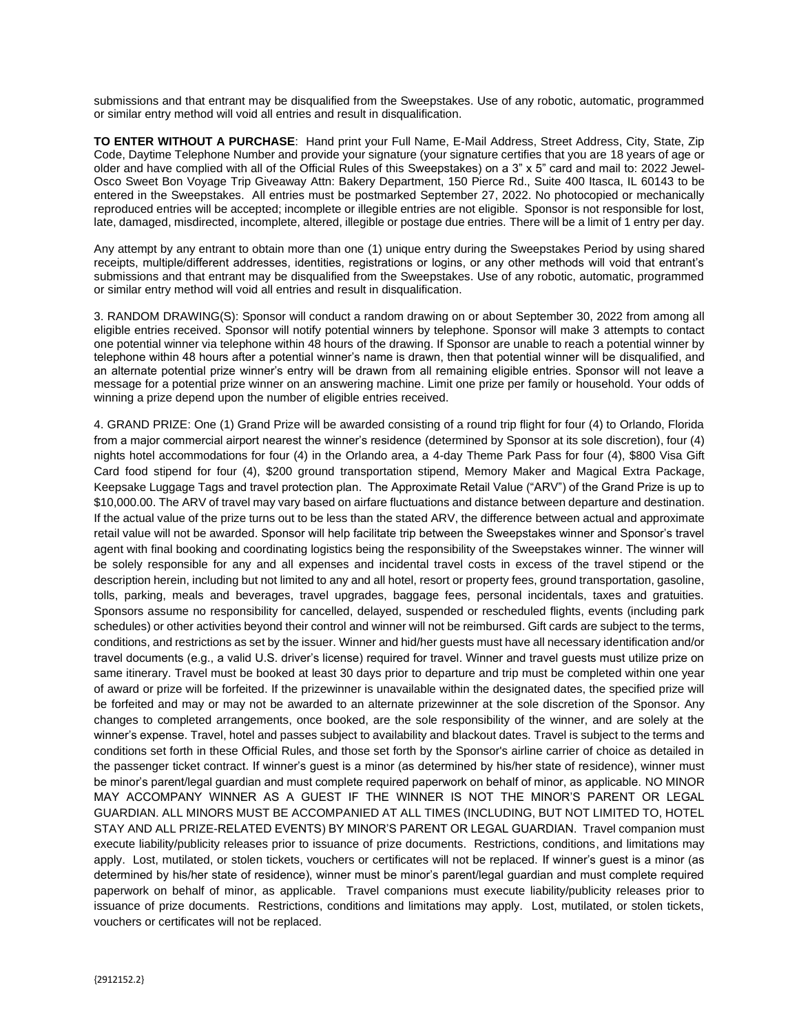submissions and that entrant may be disqualified from the Sweepstakes. Use of any robotic, automatic, programmed or similar entry method will void all entries and result in disqualification.

**TO ENTER WITHOUT A PURCHASE**: Hand print your Full Name, E-Mail Address, Street Address, City, State, Zip Code, Daytime Telephone Number and provide your signature (your signature certifies that you are 18 years of age or older and have complied with all of the Official Rules of this Sweepstakes) on a 3" x 5" card and mail to: 2022 Jewel-Osco Sweet Bon Voyage Trip Giveaway Attn: Bakery Department, 150 Pierce Rd., Suite 400 Itasca, IL 60143 to be entered in the Sweepstakes. All entries must be postmarked September 27, 2022. No photocopied or mechanically reproduced entries will be accepted; incomplete or illegible entries are not eligible. Sponsor is not responsible for lost, late, damaged, misdirected, incomplete, altered, illegible or postage due entries. There will be a limit of 1 entry per day.

Any attempt by any entrant to obtain more than one (1) unique entry during the Sweepstakes Period by using shared receipts, multiple/different addresses, identities, registrations or logins, or any other methods will void that entrant's submissions and that entrant may be disqualified from the Sweepstakes. Use of any robotic, automatic, programmed or similar entry method will void all entries and result in disqualification.

3. RANDOM DRAWING(S): Sponsor will conduct a random drawing on or about September 30, 2022 from among all eligible entries received. Sponsor will notify potential winners by telephone. Sponsor will make 3 attempts to contact one potential winner via telephone within 48 hours of the drawing. If Sponsor are unable to reach a potential winner by telephone within 48 hours after a potential winner's name is drawn, then that potential winner will be disqualified, and an alternate potential prize winner's entry will be drawn from all remaining eligible entries. Sponsor will not leave a message for a potential prize winner on an answering machine. Limit one prize per family or household. Your odds of winning a prize depend upon the number of eligible entries received.

4. GRAND PRIZE: One (1) Grand Prize will be awarded consisting of a round trip flight for four (4) to Orlando, Florida from a major commercial airport nearest the winner's residence (determined by Sponsor at its sole discretion), four (4) nights hotel accommodations for four (4) in the Orlando area, a 4-day Theme Park Pass for four (4), $800 Visa Gift Card food stipend for four (4), $200 ground transportation stipend, Memory Maker and Magical Extra Package, Keepsake Luggage Tags and travel protection plan. The Approximate Retail Value ("ARV") of the Grand Prize is up to $10,000.00. The ARV of travel may vary based on airfare fluctuations and distance between departure and destination. If the actual value of the prize turns out to be less than the stated ARV, the difference between actual and approximate retail value will not be awarded. Sponsor will help facilitate trip between the Sweepstakes winner and Sponsor's travel agent with final booking and coordinating logistics being the responsibility of the Sweepstakes winner. The winner will be solely responsible for any and all expenses and incidental travel costs in excess of the travel stipend or the description herein, including but not limited to any and all hotel, resort or property fees, ground transportation, gasoline, tolls, parking, meals and beverages, travel upgrades, baggage fees, personal incidentals, taxes and gratuities. Sponsors assume no responsibility for cancelled, delayed, suspended or rescheduled flights, events (including park schedules) or other activities beyond their control and winner will not be reimbursed. Gift cards are subject to the terms, conditions, and restrictions as set by the issuer. Winner and hid/her guests must have all necessary identification and/or travel documents (e.g., a valid U.S. driver's license) required for travel. Winner and travel guests must utilize prize on same itinerary. Travel must be booked at least 30 days prior to departure and trip must be completed within one year of award or prize will be forfeited. If the prizewinner is unavailable within the designated dates, the specified prize will be forfeited and may or may not be awarded to an alternate prizewinner at the sole discretion of the Sponsor. Any changes to completed arrangements, once booked, are the sole responsibility of the winner, and are solely at the winner's expense. Travel, hotel and passes subject to availability and blackout dates. Travel is subject to the terms and conditions set forth in these Official Rules, and those set forth by the Sponsor's airline carrier of choice as detailed in the passenger ticket contract. If winner's guest is a minor (as determined by his/her state of residence), winner must be minor's parent/legal guardian and must complete required paperwork on behalf of minor, as applicable. NO MINOR MAY ACCOMPANY WINNER AS A GUEST IF THE WINNER IS NOT THE MINOR'S PARENT OR LEGAL GUARDIAN. ALL MINORS MUST BE ACCOMPANIED AT ALL TIMES (INCLUDING, BUT NOT LIMITED TO, HOTEL STAY AND ALL PRIZE-RELATED EVENTS) BY MINOR'S PARENT OR LEGAL GUARDIAN. Travel companion must execute liability/publicity releases prior to issuance of prize documents. Restrictions, conditions, and limitations may apply. Lost, mutilated, or stolen tickets, vouchers or certificates will not be replaced. If winner's guest is a minor (as determined by his/her state of residence), winner must be minor's parent/legal guardian and must complete required paperwork on behalf of minor, as applicable. Travel companions must execute liability/publicity releases prior to issuance of prize documents. Restrictions, conditions and limitations may apply. Lost, mutilated, or stolen tickets, vouchers or certificates will not be replaced.

{2912152.2}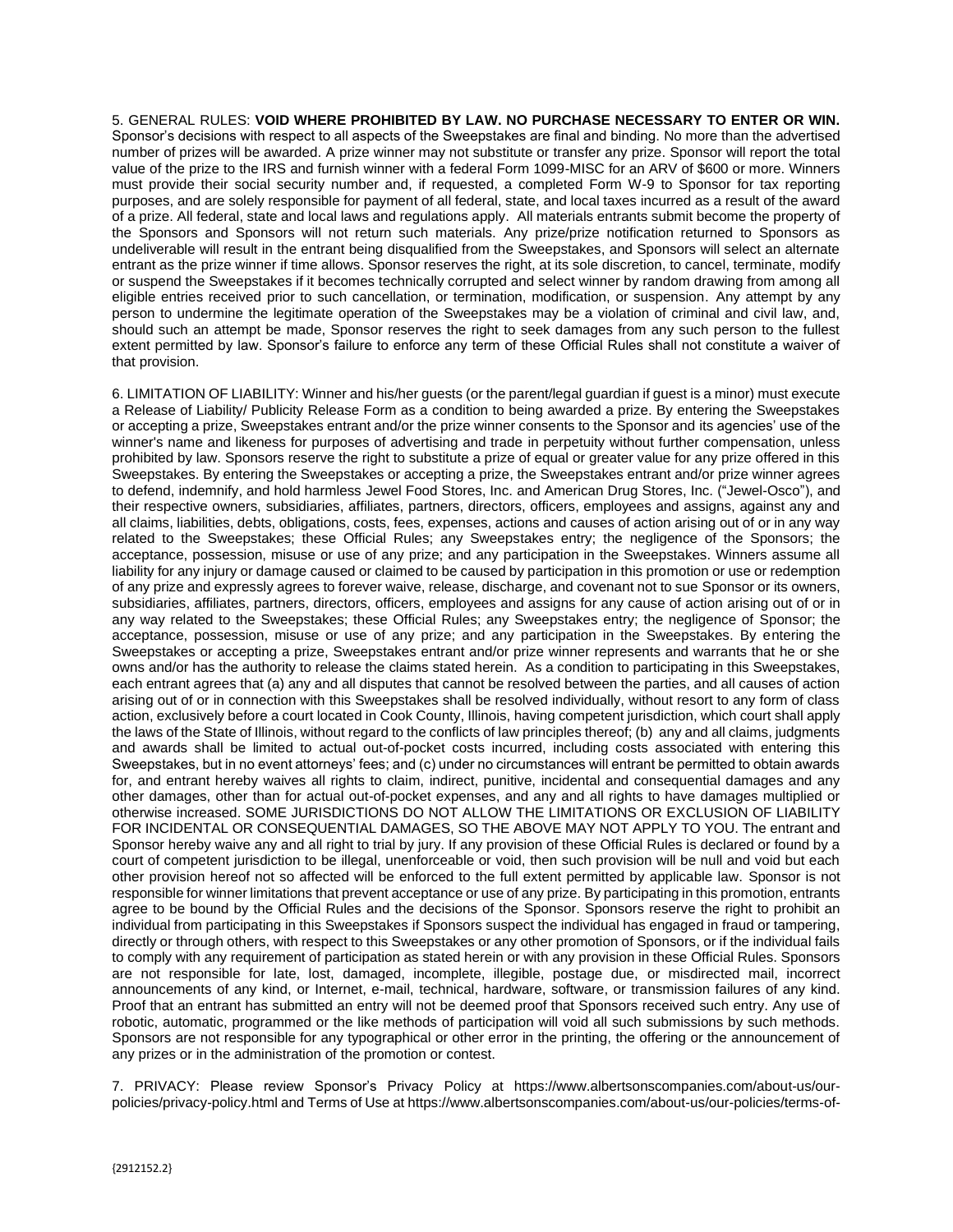5. GENERAL RULES: **VOID WHERE PROHIBITED BY LAW. NO PURCHASE NECESSARY TO ENTER OR WIN.** Sponsor's decisions with respect to all aspects of the Sweepstakes are final and binding. No more than the advertised number of prizes will be awarded. A prize winner may not substitute or transfer any prize. Sponsor will report the total value of the prize to the IRS and furnish winner with a federal Form 1099-MISC for an ARV of $600 or more. Winners must provide their social security number and, if requested, a completed Form W-9 to Sponsor for tax reporting purposes, and are solely responsible for payment of all federal, state, and local taxes incurred as a result of the award of a prize. All federal, state and local laws and regulations apply. All materials entrants submit become the property of the Sponsors and Sponsors will not return such materials. Any prize/prize notification returned to Sponsors as undeliverable will result in the entrant being disqualified from the Sweepstakes, and Sponsors will select an alternate entrant as the prize winner if time allows. Sponsor reserves the right, at its sole discretion, to cancel, terminate, modify or suspend the Sweepstakes if it becomes technically corrupted and select winner by random drawing from among all eligible entries received prior to such cancellation, or termination, modification, or suspension. Any attempt by any person to undermine the legitimate operation of the Sweepstakes may be a violation of criminal and civil law, and, should such an attempt be made, Sponsor reserves the right to seek damages from any such person to the fullest extent permitted by law. Sponsor's failure to enforce any term of these Official Rules shall not constitute a waiver of that provision.

6. LIMITATION OF LIABILITY: Winner and his/her guests (or the parent/legal guardian if guest is a minor) must execute a Release of Liability/ Publicity Release Form as a condition to being awarded a prize. By entering the Sweepstakes or accepting a prize, Sweepstakes entrant and/or the prize winner consents to the Sponsor and its agencies' use of the winner's name and likeness for purposes of advertising and trade in perpetuity without further compensation, unless prohibited by law. Sponsors reserve the right to substitute a prize of equal or greater value for any prize offered in this Sweepstakes. By entering the Sweepstakes or accepting a prize, the Sweepstakes entrant and/or prize winner agrees to defend, indemnify, and hold harmless Jewel Food Stores, Inc. and American Drug Stores, Inc. ("Jewel-Osco"), and their respective owners, subsidiaries, affiliates, partners, directors, officers, employees and assigns, against any and all claims, liabilities, debts, obligations, costs, fees, expenses, actions and causes of action arising out of or in any way related to the Sweepstakes; these Official Rules; any Sweepstakes entry; the negligence of the Sponsors; the acceptance, possession, misuse or use of any prize; and any participation in the Sweepstakes. Winners assume all liability for any injury or damage caused or claimed to be caused by participation in this promotion or use or redemption of any prize and expressly agrees to forever waive, release, discharge, and covenant not to sue Sponsor or its owners, subsidiaries, affiliates, partners, directors, officers, employees and assigns for any cause of action arising out of or in any way related to the Sweepstakes; these Official Rules; any Sweepstakes entry; the negligence of Sponsor; the acceptance, possession, misuse or use of any prize; and any participation in the Sweepstakes. By entering the Sweepstakes or accepting a prize, Sweepstakes entrant and/or prize winner represents and warrants that he or she owns and/or has the authority to release the claims stated herein. As a condition to participating in this Sweepstakes, each entrant agrees that (a) any and all disputes that cannot be resolved between the parties, and all causes of action arising out of or in connection with this Sweepstakes shall be resolved individually, without resort to any form of class action, exclusively before a court located in Cook County, Illinois, having competent jurisdiction, which court shall apply the laws of the State of Illinois, without regard to the conflicts of law principles thereof; (b) any and all claims, judgments and awards shall be limited to actual out-of-pocket costs incurred, including costs associated with entering this Sweepstakes, but in no event attorneys' fees; and (c) under no circumstances will entrant be permitted to obtain awards for, and entrant hereby waives all rights to claim, indirect, punitive, incidental and consequential damages and any other damages, other than for actual out-of-pocket expenses, and any and all rights to have damages multiplied or otherwise increased. SOME JURISDICTIONS DO NOT ALLOW THE LIMITATIONS OR EXCLUSION OF LIABILITY FOR INCIDENTAL OR CONSEQUENTIAL DAMAGES, SO THE ABOVE MAY NOT APPLY TO YOU. The entrant and Sponsor hereby waive any and all right to trial by jury. If any provision of these Official Rules is declared or found by a court of competent jurisdiction to be illegal, unenforceable or void, then such provision will be null and void but each other provision hereof not so affected will be enforced to the full extent permitted by applicable law. Sponsor is not responsible for winner limitations that prevent acceptance or use of any prize. By participating in this promotion, entrants agree to be bound by the Official Rules and the decisions of the Sponsor. Sponsors reserve the right to prohibit an individual from participating in this Sweepstakes if Sponsors suspect the individual has engaged in fraud or tampering, directly or through others, with respect to this Sweepstakes or any other promotion of Sponsors, or if the individual fails to comply with any requirement of participation as stated herein or with any provision in these Official Rules. Sponsors are not responsible for late, lost, damaged, incomplete, illegible, postage due, or misdirected mail, incorrect announcements of any kind, or Internet, e-mail, technical, hardware, software, or transmission failures of any kind. Proof that an entrant has submitted an entry will not be deemed proof that Sponsors received such entry. Any use of robotic, automatic, programmed or the like methods of participation will void all such submissions by such methods. Sponsors are not responsible for any typographical or other error in the printing, the offering or the announcement of any prizes or in the administration of the promotion or contest.

7. PRIVACY: Please review Sponsor's Privacy Policy at https://www.albertsonscompanies.com/about-us/our-policies/privacy-policy.html and Terms of Use at https://www.albertsonscompanies.com/about-us/our-policies/terms-of-

{2912152.2}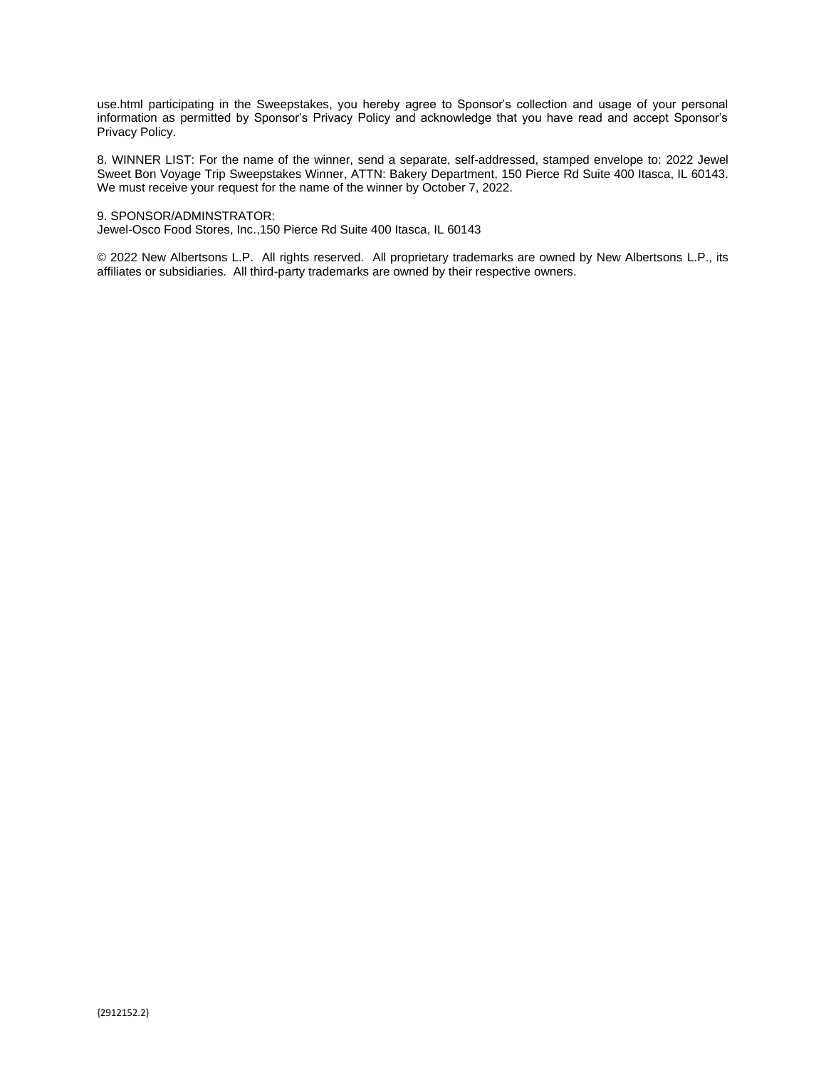use.html participating in the Sweepstakes, you hereby agree to Sponsor's collection and usage of your personal information as permitted by Sponsor's Privacy Policy and acknowledge that you have read and accept Sponsor's Privacy Policy.

8. WINNER LIST: For the name of the winner, send a separate, self-addressed, stamped envelope to: 2022 Jewel Sweet Bon Voyage Trip Sweepstakes Winner, ATTN: Bakery Department, 150 Pierce Rd Suite 400 Itasca, IL 60143. We must receive your request for the name of the winner by October 7, 2022.

9. SPONSOR/ADMINSTRATOR:
Jewel-Osco Food Stores, Inc.,150 Pierce Rd Suite 400 Itasca, IL 60143

© 2022 New Albertsons L.P. All rights reserved. All proprietary trademarks are owned by New Albertsons L.P., its affiliates or subsidiaries. All third-party trademarks are owned by their respective owners.

{2912152.2}